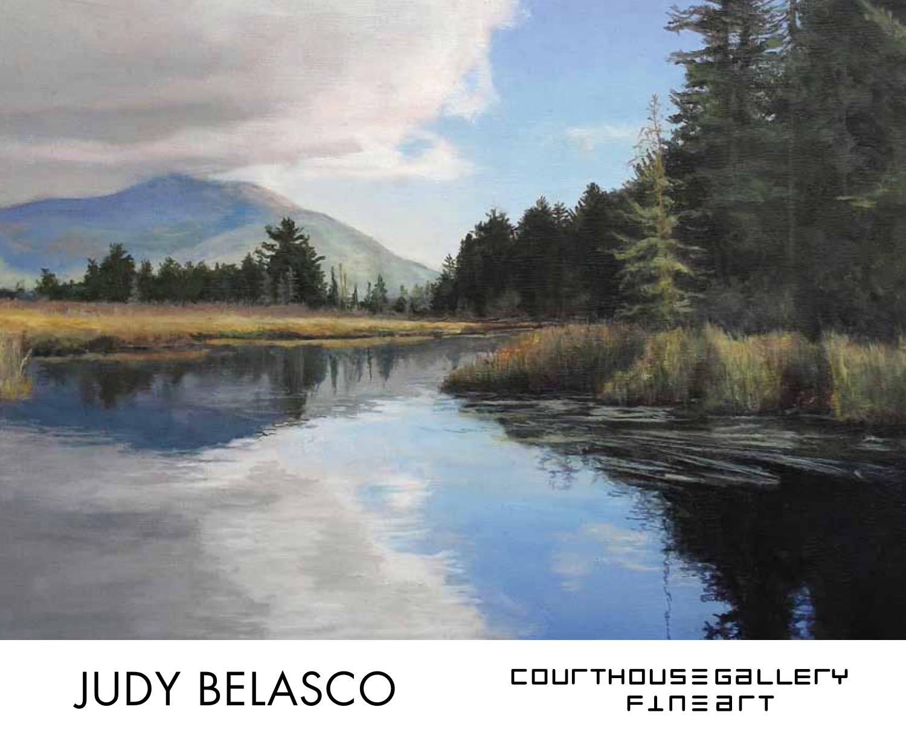# JUDY BELASCO

COURTHOUSE GALLERY
FINE ART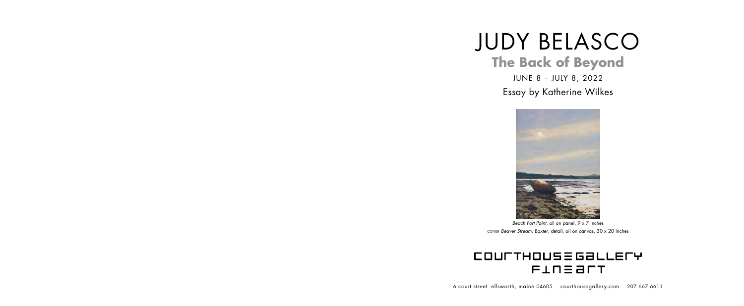# JUDY BELASCO

## The Back of Beyond

JUNE 8 – JULY 8, 2022

Essay by Katherine Wilkes

*Beach Fort Point*, oil on panel, 9 x 7 inches

COVER *Beaver Stream, Baxter*, detail, oil on canvas, 30 x 20 inches

COURTHOUSE GALLERY FINE ART

6 court street ellsworth, maine 04605 courthousegallery.com 207 667 6611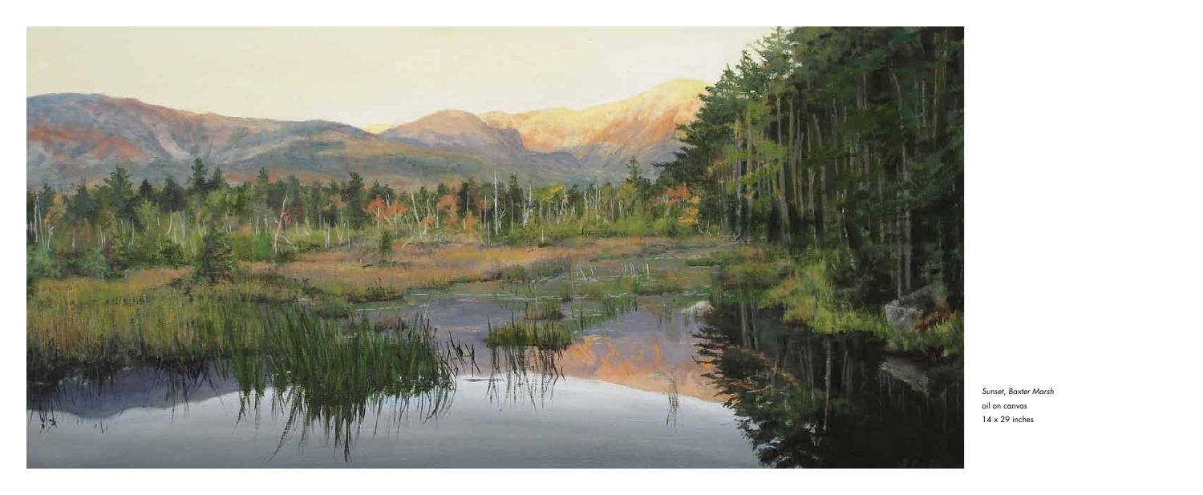*Sunset, Baxter Marsh*
oil on canvas
14 x 29 inches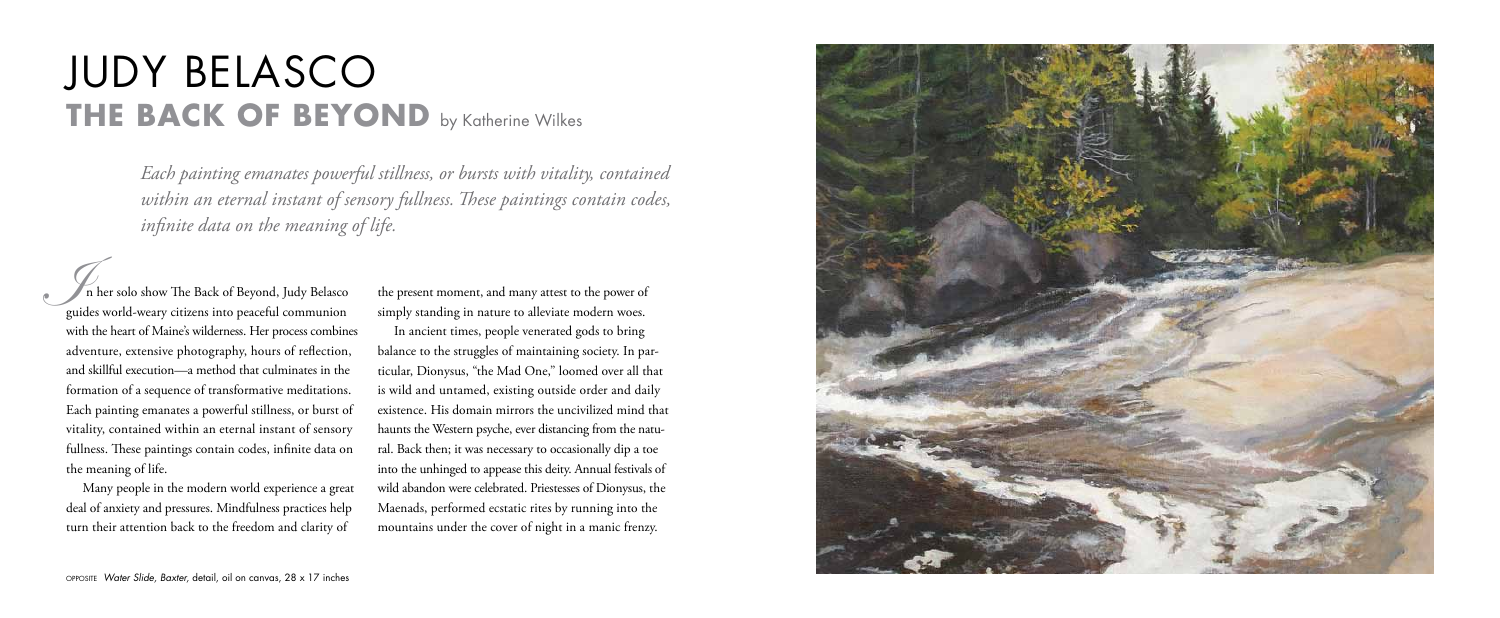# JUDY BELASCO

## THE BACK OF BEYOND by Katherine Wilkes

*Each painting emanates powerful stillness, or bursts with vitality, contained within an eternal instant of sensory fullness. These paintings contain codes, infinite data on the meaning of life.*

In her solo show The Back of Beyond, Judy Belasco guides world-weary citizens into peaceful communion with the heart of Maine's wilderness. Her process combines adventure, extensive photography, hours of reflection, and skillful execution—a method that culminates in the formation of a sequence of transformative meditations. Each painting emanates a powerful stillness, or burst of vitality, contained within an eternal instant of sensory fullness. These paintings contain codes, infinite data on the meaning of life.

Many people in the modern world experience a great deal of anxiety and pressures. Mindfulness practices help turn their attention back to the freedom and clarity of the present moment, and many attest to the power of simply standing in nature to alleviate modern woes.

In ancient times, people venerated gods to bring balance to the struggles of maintaining society. In particular, Dionysus, "the Mad One," loomed over all that is wild and untamed, existing outside order and daily existence. His domain mirrors the uncivilized mind that haunts the Western psyche, ever distancing from the natural. Back then; it was necessary to occasionally dip a toe into the unhinged to appease this deity. Annual festivals of wild abandon were celebrated. Priestesses of Dionysus, the Maenads, performed ecstatic rites by running into the mountains under the cover of night in a manic frenzy.

OPPOSITE *Water Slide, Baxter,* detail, oil on canvas, 28 x 17 inches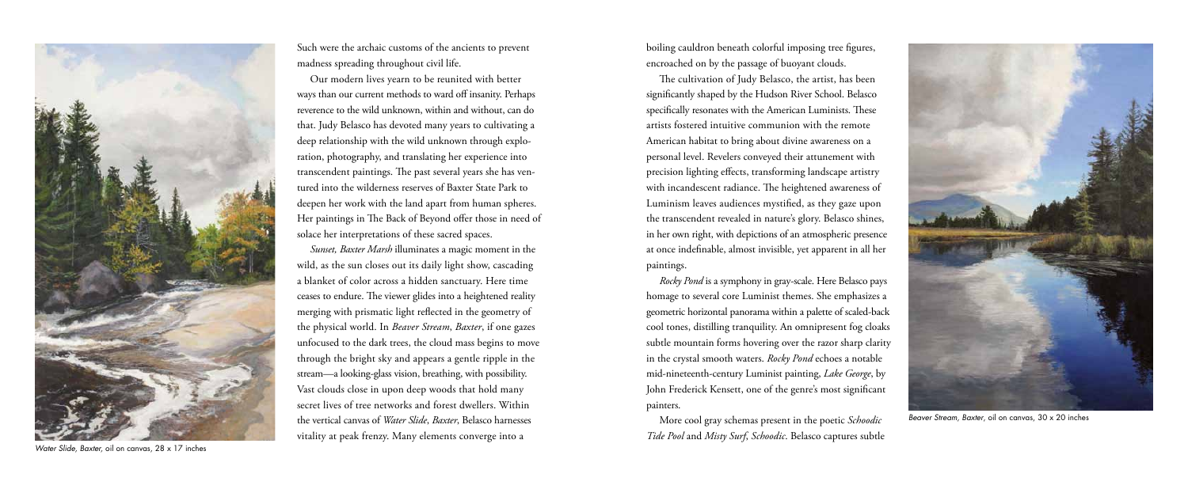Such were the archaic customs of the ancients to prevent madness spreading throughout civil life.

Our modern lives yearn to be reunited with better ways than our current methods to ward off insanity. Perhaps reverence to the wild unknown, within and without, can do that. Judy Belasco has devoted many years to cultivating a deep relationship with the wild unknown through exploration, photography, and translating her experience into transcendent paintings. The past several years she has ventured into the wilderness reserves of Baxter State Park to deepen her work with the land apart from human spheres. Her paintings in The Back of Beyond offer those in need of solace her interpretations of these sacred spaces.

*Sunset, Baxter Marsh* illuminates a magic moment in the wild, as the sun closes out its daily light show, cascading a blanket of color across a hidden sanctuary. Here time ceases to endure. The viewer glides into a heightened reality merging with prismatic light reflected in the geometry of the physical world. In *Beaver Stream*, *Baxter*, if one gazes unfocused to the dark trees, the cloud mass begins to move through the bright sky and appears a gentle ripple in the stream—a looking-glass vision, breathing, with possibility. Vast clouds close in upon deep woods that hold many secret lives of tree networks and forest dwellers. Within the vertical canvas of *Water Slide*, *Baxter*, Belasco harnesses vitality at peak frenzy. Many elements converge into a boiling cauldron beneath colorful imposing tree figures, encroached on by the passage of buoyant clouds.

The cultivation of Judy Belasco, the artist, has been significantly shaped by the Hudson River School. Belasco specifically resonates with the American Luminists. These artists fostered intuitive communion with the remote American habitat to bring about divine awareness on a personal level. Revelers conveyed their attunement with precision lighting effects, transforming landscape artistry with incandescent radiance. The heightened awareness of Luminism leaves audiences mystified, as they gaze upon the transcendent revealed in nature's glory. Belasco shines, in her own right, with depictions of an atmospheric presence at once indefinable, almost invisible, yet apparent in all her paintings.

*Rocky Pond* is a symphony in gray-scale. Here Belasco pays homage to several core Luminist themes. She emphasizes a geometric horizontal panorama within a palette of scaled-back cool tones, distilling tranquility. An omnipresent fog cloaks subtle mountain forms hovering over the razor sharp clarity in the crystal smooth waters. *Rocky Pond* echoes a notable mid-nineteenth-century Luminist painting, *Lake George*, by John Frederick Kensett, one of the genre's most significant painters.

More cool gray schemas present in the poetic *Schoodic Tide Pool* and *Misty Surf*, *Schoodic*. Belasco captures subtle

*Water Slide, Baxter,* oil on canvas, 28 x 17 inches

*Beaver Stream, Baxter,* oil on canvas, 30 x 20 inches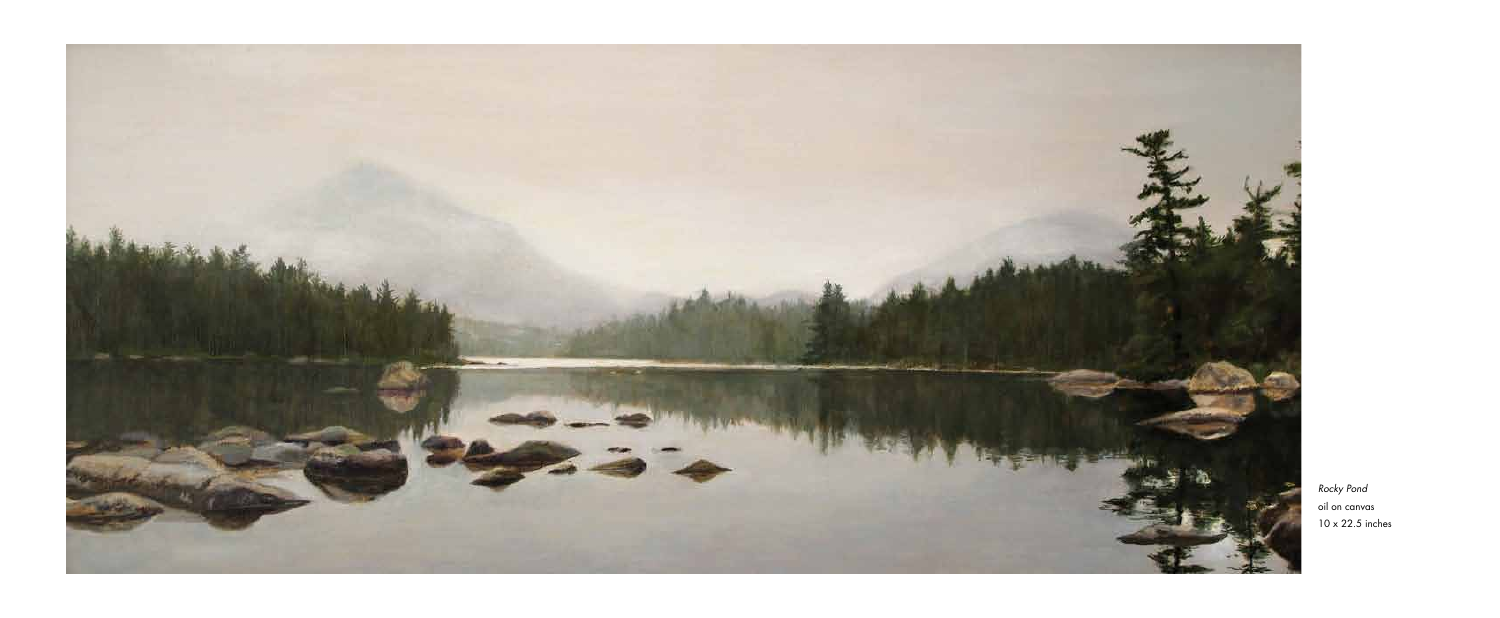*Rocky Pond*
oil on canvas
10 x 22.5 inches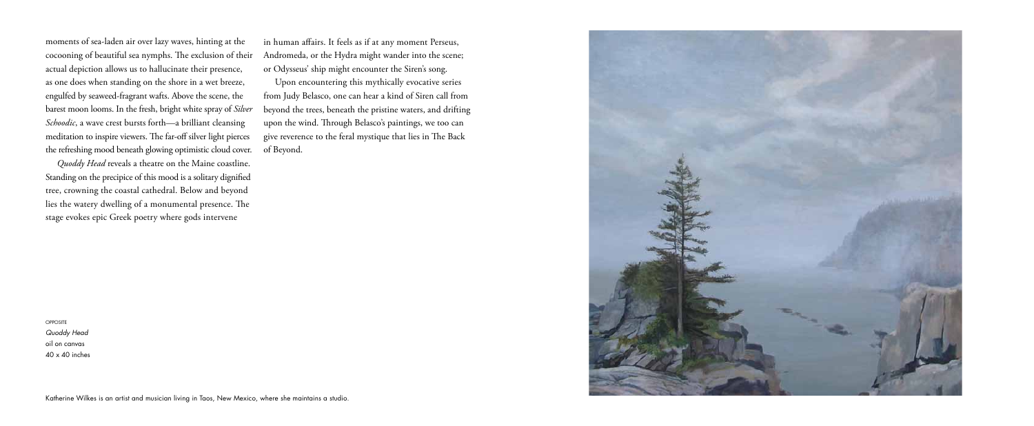moments of sea-laden air over lazy waves, hinting at the cocooning of beautiful sea nymphs. The exclusion of their actual depiction allows us to hallucinate their presence, as one does when standing on the shore in a wet breeze, engulfed by seaweed-fragrant wafts. Above the scene, the barest moon looms. In the fresh, bright white spray of *Silver Schoodic*, a wave crest bursts forth—a brilliant cleansing meditation to inspire viewers. The far-off silver light pierces the refreshing mood beneath glowing optimistic cloud cover.

*Quoddy Head* reveals a theatre on the Maine coastline. Standing on the precipice of this mood is a solitary dignified tree, crowning the coastal cathedral. Below and beyond lies the watery dwelling of a monumental presence. The stage evokes epic Greek poetry where gods intervene in human affairs. It feels as if at any moment Perseus, Andromeda, or the Hydra might wander into the scene; or Odysseus' ship might encounter the Siren's song.

Upon encountering this mythically evocative series from Judy Belasco, one can hear a kind of Siren call from beyond the trees, beneath the pristine waters, and drifting upon the wind. Through Belasco's paintings, we too can give reverence to the feral mystique that lies in The Back of Beyond.

OPPOSITE
*Quoddy Head*
oil on canvas
40 x 40 inches

Katherine Wilkes is an artist and musician living in Taos, New Mexico, where she maintains a studio.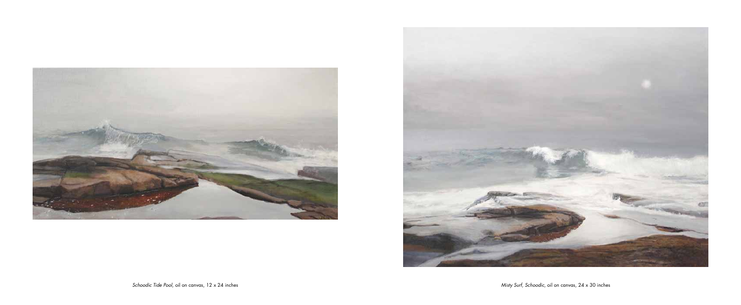*Schoodic Tide Pool,* oil on canvas, 12 x 24 inches

*Misty Surf, Schoodic,* oil on canvas, 24 x 30 inches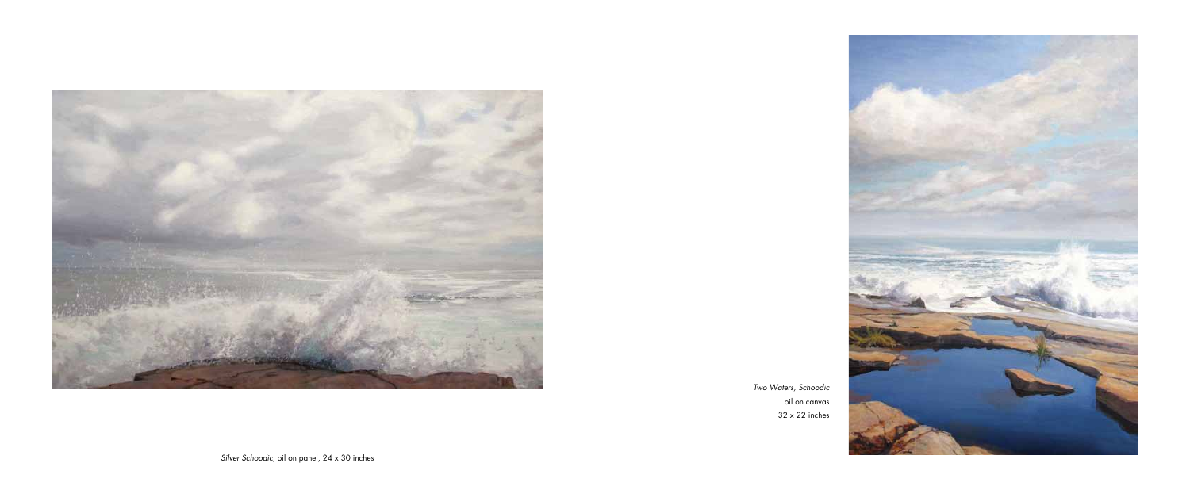*Two Waters, Schoodic*
oil on canvas
32 x 22 inches

*Silver Schoodic*, oil on panel, 24 x 30 inches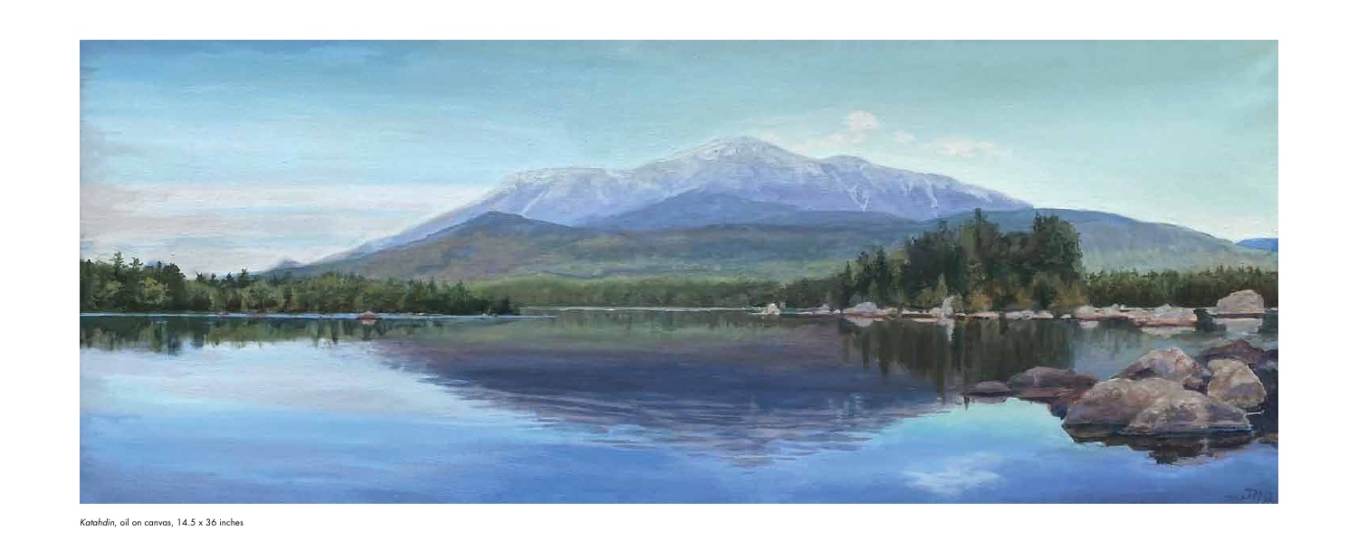*Katahdin*, oil on canvas, 14.5 x 36 inches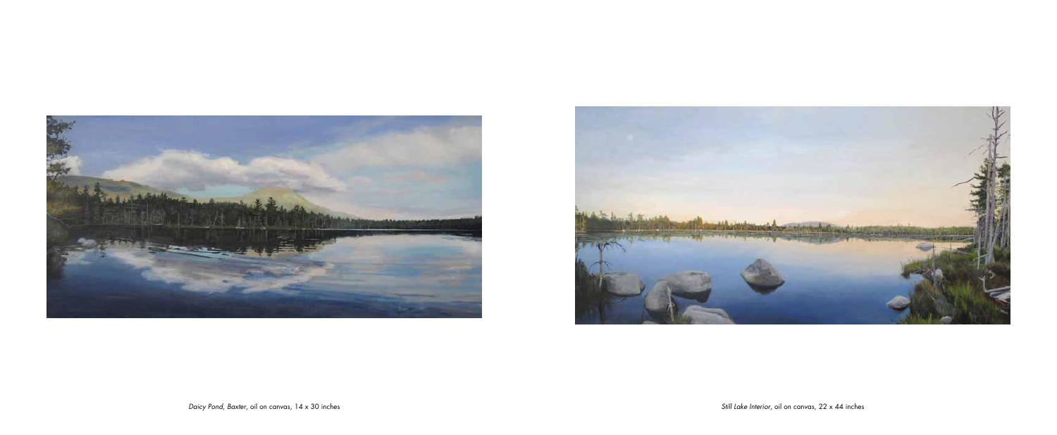*Daicy Pond, Baxter*, oil on canvas, 14 x 30 inches

*Still Lake Interior*, oil on canvas, 22 x 44 inches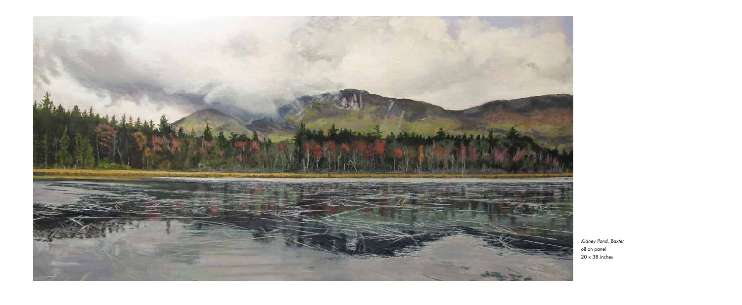*Kidney Pond, Baxter*
oil on panel
20 x 38 inches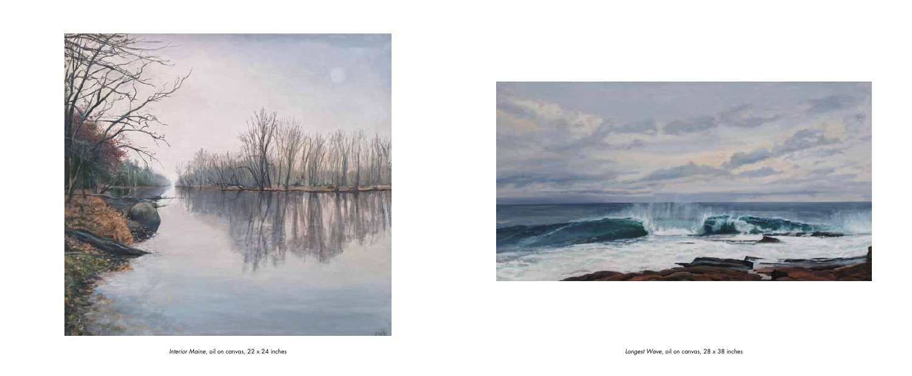*Interior Maine*, oil on canvas, 22 x 24 inches

*Longest Wave*, oil on canvas, 28 x 38 inches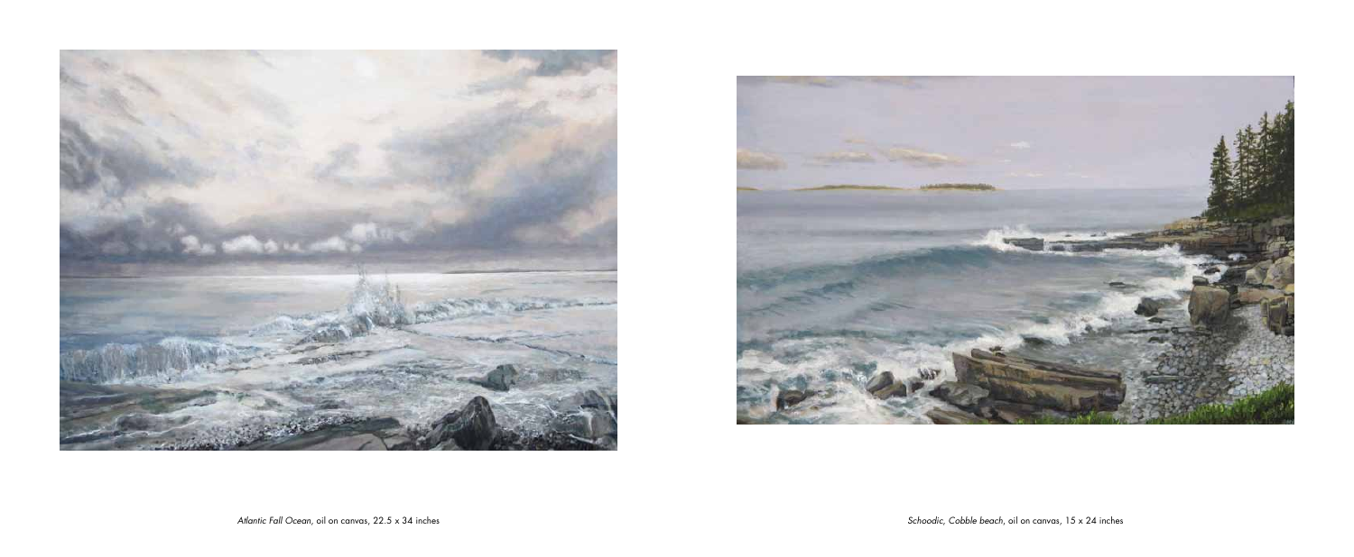*Atlantic Fall Ocean*, oil on canvas, 22.5 x 34 inches

*Schoodic, Cobble beach*, oil on canvas, 15 x 24 inches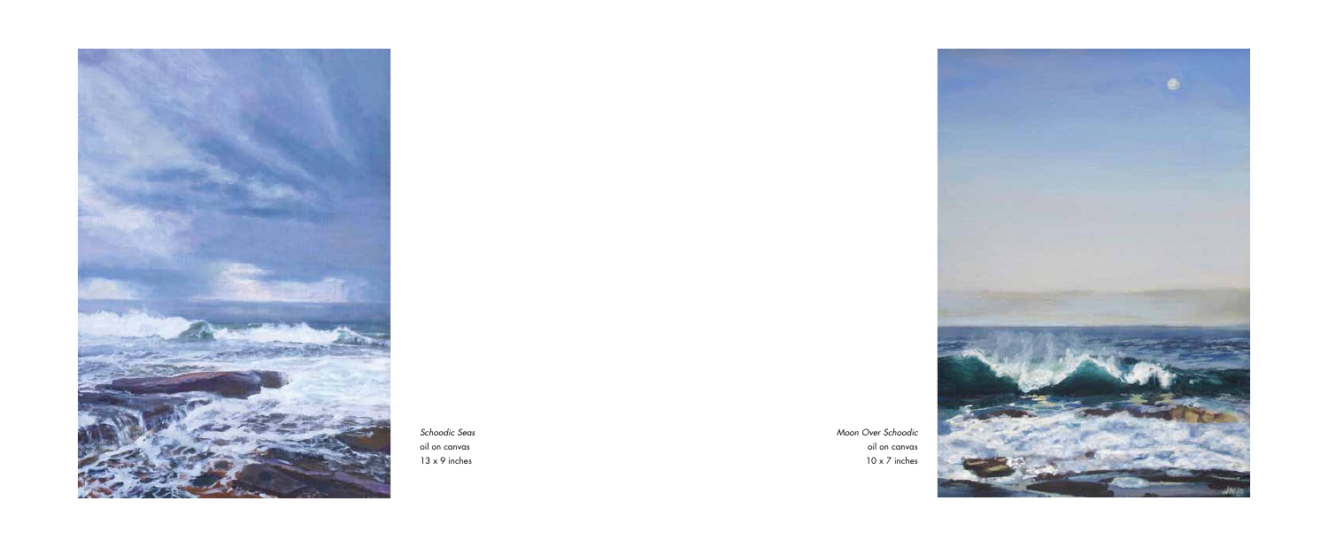*Schoodic Seas*
oil on canvas
13 x 9 inches

*Moon Over Schoodic*
oil on canvas
10 x 7 inches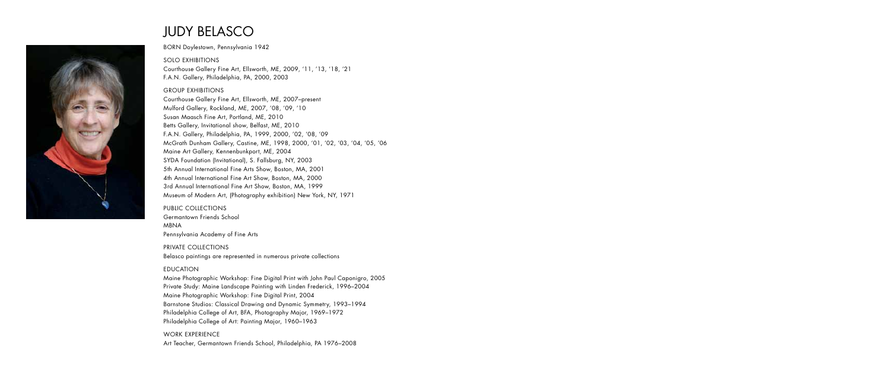# JUDY BELASCO

BORN Doylestown, Pennsylvania 1942

SOLO EXHIBITIONS
Courthouse Gallery Fine Art, Ellsworth, ME, 2009, '11, '13, '18, '21
F.A.N. Gallery, Philadelphia, PA, 2000, 2003

GROUP EXHIBITIONS
Courthouse Gallery Fine Art, Ellsworth, ME, 2007–present
Mulford Gallery, Rockland, ME, 2007, '08, '09, '10
Susan Maasch Fine Art, Portland, ME, 2010
Betts Gallery, Invitational show, Belfast, ME, 2010
F.A.N. Gallery, Philadelphia, PA, 1999, 2000, '02, '08, '09
McGrath Dunham Gallery, Castine, ME, 1998, 2000, '01, '02, '03, '04, '05, '06
Maine Art Gallery, Kennenbunkport, ME, 2004
SYDA Foundation (Invitational), S. Fallsburg, NY, 2003
5th Annual International Fine Arts Show, Boston, MA, 2001
4th Annual International Fine Art Show, Boston, MA, 2000
3rd Annual International Fine Art Show, Boston, MA, 1999
Museum of Modern Art, (Photography exhibition) New York, NY, 1971

PUBLIC COLLECTIONS
Germantown Friends School
MBNA
Pennsylvania Academy of Fine Arts

PRIVATE COLLECTIONS
Belasco paintings are represented in numerous private collections

EDUCATION
Maine Photographic Workshop: Fine Digital Print with John Paul Caponigro, 2005
Private Study: Maine Landscape Painting with Linden Frederick, 1996–2004
Maine Photographic Workshop: Fine Digital Print, 2004
Barnstone Studios: Classical Drawing and Dynamic Symmetry, 1993–1994
Philadelphia College of Art, BFA, Photography Major, 1969–1972
Philadelphia College of Art: Painting Major, 1960–1963

WORK EXPERIENCE
Art Teacher, Germantown Friends School, Philadelphia, PA 1976–2008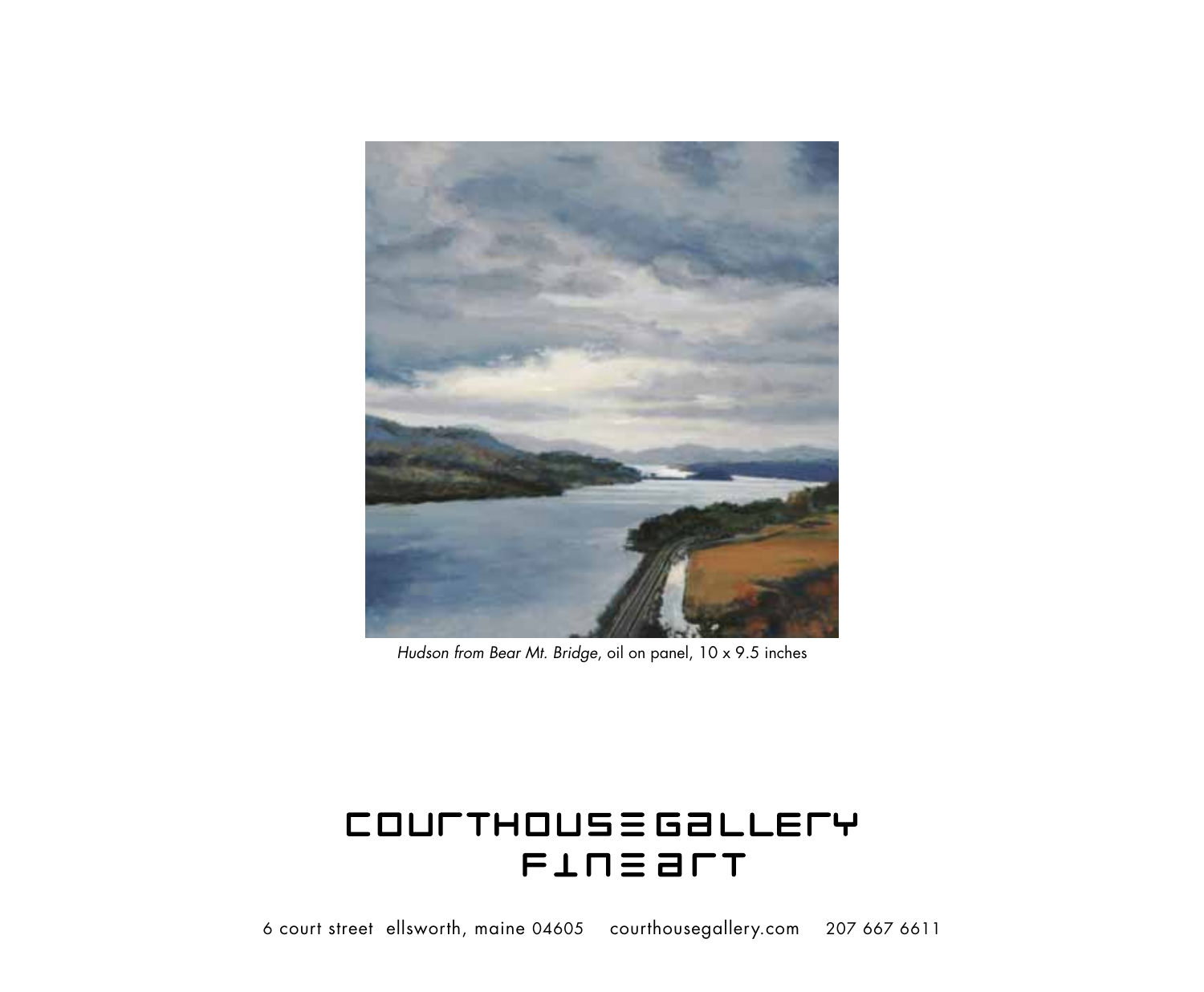*Hudson from Bear Mt. Bridge*, oil on panel, 10 x 9.5 inches

COURTHOUSE GALLERY
FINE ART

6 court street ellsworth, maine 04605 courthousegallery.com 207 667 6611